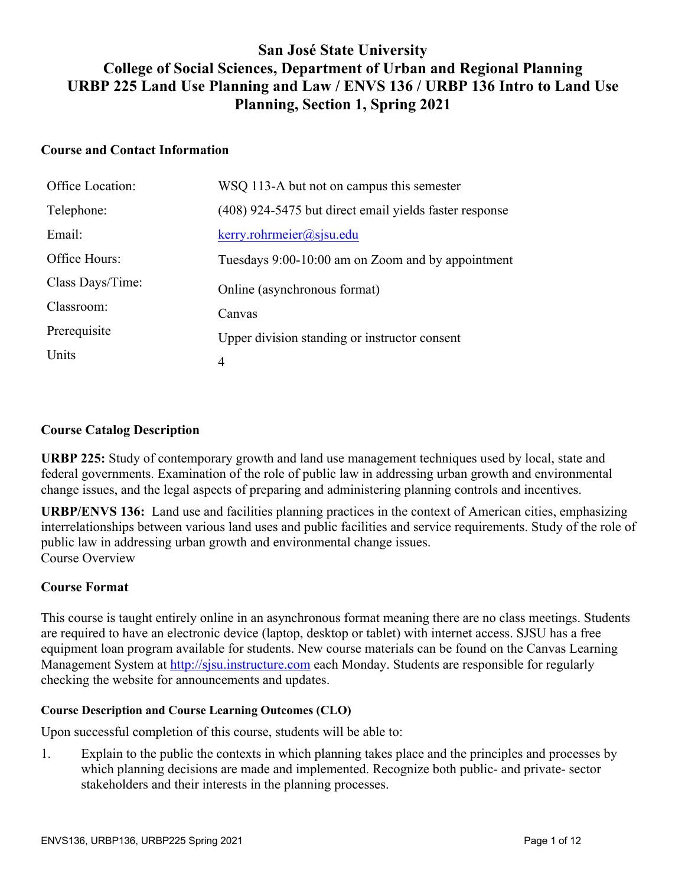# San José State University
# College of Social Sciences, Department of Urban and Regional Planning
# URBP 225 Land Use Planning and Law / ENVS 136 / URBP 136 Intro to Land Use Planning, Section 1, Spring 2021

## Course and Contact Information

| | |
|---|---|
| Office Location: | WSQ 113-A but not on campus this semester |
| Telephone: | (408) 924-5475 but direct email yields faster response |
| Email: | kerry.rohrmeier@sjsu.edu |
| Office Hours: | Tuesdays 9:00-10:00 am on Zoom and by appointment |
| Class Days/Time: | Online (asynchronous format) |
| Classroom: | Canvas |
| Prerequisite | Upper division standing or instructor consent |
| Units | 4 |

## Course Catalog Description

**URBP 225:** Study of contemporary growth and land use management techniques used by local, state and federal governments. Examination of the role of public law in addressing urban growth and environmental change issues, and the legal aspects of preparing and administering planning controls and incentives.

**URBP/ENVS 136:** Land use and facilities planning practices in the context of American cities, emphasizing interrelationships between various land uses and public facilities and service requirements. Study of the role of public law in addressing urban growth and environmental change issues.
Course Overview

## Course Format

This course is taught entirely online in an asynchronous format meaning there are no class meetings. Students are required to have an electronic device (laptop, desktop or tablet) with internet access. SJSU has a free equipment loan program available for students. New course materials can be found on the Canvas Learning Management System at http://sjsu.instructure.com each Monday. Students are responsible for regularly checking the website for announcements and updates.

### Course Description and Course Learning Outcomes (CLO)

Upon successful completion of this course, students will be able to:

1. Explain to the public the contexts in which planning takes place and the principles and processes by which planning decisions are made and implemented. Recognize both public- and private- sector stakeholders and their interests in the planning processes.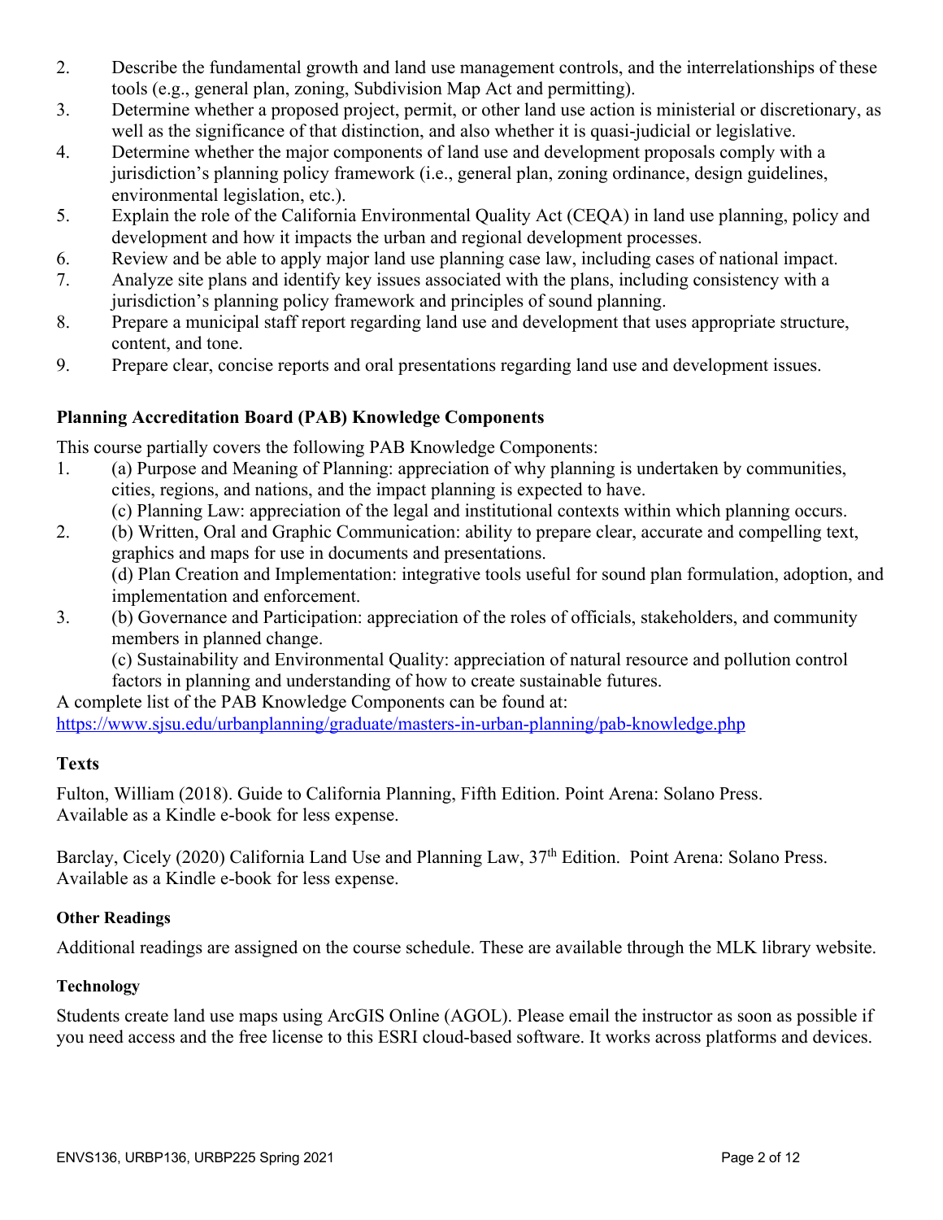2. Describe the fundamental growth and land use management controls, and the interrelationships of these tools (e.g., general plan, zoning, Subdivision Map Act and permitting).
3. Determine whether a proposed project, permit, or other land use action is ministerial or discretionary, as well as the significance of that distinction, and also whether it is quasi-judicial or legislative.
4. Determine whether the major components of land use and development proposals comply with a jurisdiction's planning policy framework (i.e., general plan, zoning ordinance, design guidelines, environmental legislation, etc.).
5. Explain the role of the California Environmental Quality Act (CEQA) in land use planning, policy and development and how it impacts the urban and regional development processes.
6. Review and be able to apply major land use planning case law, including cases of national impact.
7. Analyze site plans and identify key issues associated with the plans, including consistency with a jurisdiction's planning policy framework and principles of sound planning.
8. Prepare a municipal staff report regarding land use and development that uses appropriate structure, content, and tone.
9. Prepare clear, concise reports and oral presentations regarding land use and development issues.

### Planning Accreditation Board (PAB) Knowledge Components

This course partially covers the following PAB Knowledge Components:

1. (a) Purpose and Meaning of Planning: appreciation of why planning is undertaken by communities, cities, regions, and nations, and the impact planning is expected to have.
   (c) Planning Law: appreciation of the legal and institutional contexts within which planning occurs.
2. (b) Written, Oral and Graphic Communication: ability to prepare clear, accurate and compelling text, graphics and maps for use in documents and presentations.
   (d) Plan Creation and Implementation: integrative tools useful for sound plan formulation, adoption, and implementation and enforcement.
3. (b) Governance and Participation: appreciation of the roles of officials, stakeholders, and community members in planned change.
   (c) Sustainability and Environmental Quality: appreciation of natural resource and pollution control factors in planning and understanding of how to create sustainable futures.

A complete list of the PAB Knowledge Components can be found at:
https://www.sjsu.edu/urbanplanning/graduate/masters-in-urban-planning/pab-knowledge.php

## Texts

Fulton, William (2018). Guide to California Planning, Fifth Edition. Point Arena: Solano Press.
Available as a Kindle e-book for less expense.

Barclay, Cicely (2020) California Land Use and Planning Law, 37th Edition. Point Arena: Solano Press.
Available as a Kindle e-book for less expense.

### Other Readings

Additional readings are assigned on the course schedule. These are available through the MLK library website.

### Technology

Students create land use maps using ArcGIS Online (AGOL). Please email the instructor as soon as possible if you need access and the free license to this ESRI cloud-based software. It works across platforms and devices.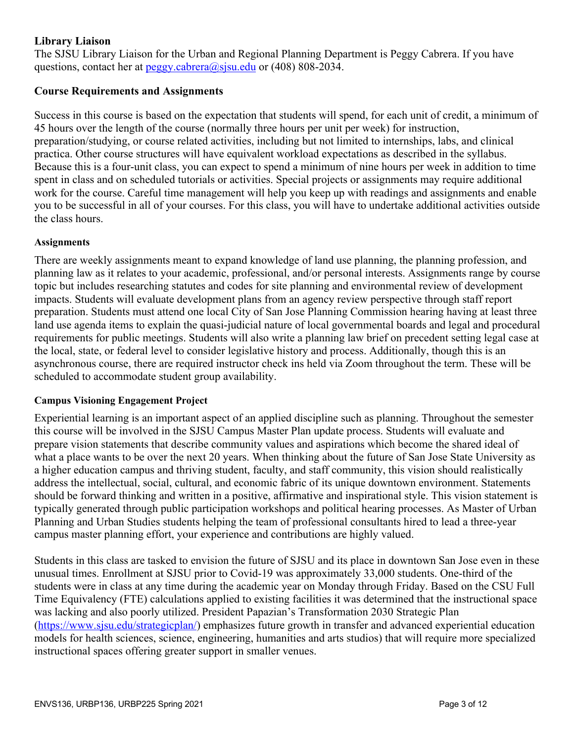### Library Liaison

The SJSU Library Liaison for the Urban and Regional Planning Department is Peggy Cabrera. If you have questions, contact her at peggy.cabrera@sjsu.edu or (408) 808-2034.

### Course Requirements and Assignments

Success in this course is based on the expectation that students will spend, for each unit of credit, a minimum of 45 hours over the length of the course (normally three hours per unit per week) for instruction, preparation/studying, or course related activities, including but not limited to internships, labs, and clinical practica. Other course structures will have equivalent workload expectations as described in the syllabus. Because this is a four-unit class, you can expect to spend a minimum of nine hours per week in addition to time spent in class and on scheduled tutorials or activities. Special projects or assignments may require additional work for the course. Careful time management will help you keep up with readings and assignments and enable you to be successful in all of your courses. For this class, you will have to undertake additional activities outside the class hours.

#### Assignments

There are weekly assignments meant to expand knowledge of land use planning, the planning profession, and planning law as it relates to your academic, professional, and/or personal interests. Assignments range by course topic but includes researching statutes and codes for site planning and environmental review of development impacts. Students will evaluate development plans from an agency review perspective through staff report preparation. Students must attend one local City of San Jose Planning Commission hearing having at least three land use agenda items to explain the quasi-judicial nature of local governmental boards and legal and procedural requirements for public meetings. Students will also write a planning law brief on precedent setting legal case at the local, state, or federal level to consider legislative history and process. Additionally, though this is an asynchronous course, there are required instructor check ins held via Zoom throughout the term. These will be scheduled to accommodate student group availability.

#### Campus Visioning Engagement Project

Experiential learning is an important aspect of an applied discipline such as planning. Throughout the semester this course will be involved in the SJSU Campus Master Plan update process. Students will evaluate and prepare vision statements that describe community values and aspirations which become the shared ideal of what a place wants to be over the next 20 years. When thinking about the future of San Jose State University as a higher education campus and thriving student, faculty, and staff community, this vision should realistically address the intellectual, social, cultural, and economic fabric of its unique downtown environment. Statements should be forward thinking and written in a positive, affirmative and inspirational style. This vision statement is typically generated through public participation workshops and political hearing processes. As Master of Urban Planning and Urban Studies students helping the team of professional consultants hired to lead a three-year campus master planning effort, your experience and contributions are highly valued.

Students in this class are tasked to envision the future of SJSU and its place in downtown San Jose even in these unusual times. Enrollment at SJSU prior to Covid-19 was approximately 33,000 students. One-third of the students were in class at any time during the academic year on Monday through Friday. Based on the CSU Full Time Equivalency (FTE) calculations applied to existing facilities it was determined that the instructional space was lacking and also poorly utilized. President Papazian's Transformation 2030 Strategic Plan (https://www.sjsu.edu/strategicplan/) emphasizes future growth in transfer and advanced experiential education models for health sciences, science, engineering, humanities and arts studios) that will require more specialized instructional spaces offering greater support in smaller venues.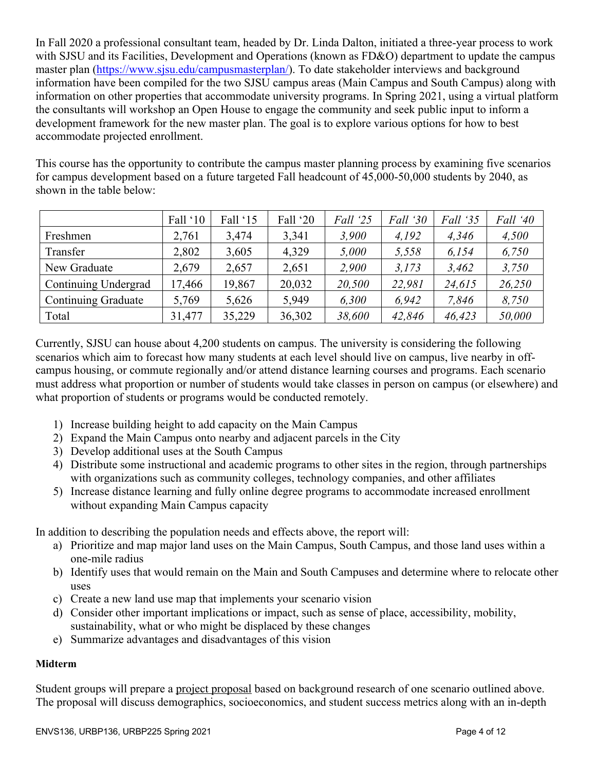In Fall 2020 a professional consultant team, headed by Dr. Linda Dalton, initiated a three-year process to work with SJSU and its Facilities, Development and Operations (known as FD&O) department to update the campus master plan (https://www.sjsu.edu/campusmasterplan/). To date stakeholder interviews and background information have been compiled for the two SJSU campus areas (Main Campus and South Campus) along with information on other properties that accommodate university programs. In Spring 2021, using a virtual platform the consultants will workshop an Open House to engage the community and seek public input to inform a development framework for the new master plan. The goal is to explore various options for how to best accommodate projected enrollment.

This course has the opportunity to contribute the campus master planning process by examining five scenarios for campus development based on a future targeted Fall headcount of 45,000-50,000 students by 2040, as shown in the table below:

| | Fall '10 | Fall '15 | Fall '20 | *Fall '25* | *Fall '30* | *Fall '35* | *Fall '40* |
|---|---|---|---|---|---|---|---|
| Freshmen | 2,761 | 3,474 | 3,341 | *3,900* | *4,192* | *4,346* | *4,500* |
| Transfer | 2,802 | 3,605 | 4,329 | *5,000* | *5,558* | *6,154* | *6,750* |
| New Graduate | 2,679 | 2,657 | 2,651 | *2,900* | *3,173* | *3,462* | *3,750* |
| Continuing Undergrad | 17,466 | 19,867 | 20,032 | *20,500* | *22,981* | *24,615* | *26,250* |
| Continuing Graduate | 5,769 | 5,626 | 5,949 | *6,300* | *6,942* | *7,846* | *8,750* |
| Total | 31,477 | 35,229 | 36,302 | *38,600* | *42,846* | *46,423* | *50,000* |

Currently, SJSU can house about 4,200 students on campus. The university is considering the following scenarios which aim to forecast how many students at each level should live on campus, live nearby in off-campus housing, or commute regionally and/or attend distance learning courses and programs. Each scenario must address what proportion or number of students would take classes in person on campus (or elsewhere) and what proportion of students or programs would be conducted remotely.

1) Increase building height to add capacity on the Main Campus
2) Expand the Main Campus onto nearby and adjacent parcels in the City
3) Develop additional uses at the South Campus
4) Distribute some instructional and academic programs to other sites in the region, through partnerships with organizations such as community colleges, technology companies, and other affiliates
5) Increase distance learning and fully online degree programs to accommodate increased enrollment without expanding Main Campus capacity

In addition to describing the population needs and effects above, the report will:

a) Prioritize and map major land uses on the Main Campus, South Campus, and those land uses within a one-mile radius
b) Identify uses that would remain on the Main and South Campuses and determine where to relocate other uses
c) Create a new land use map that implements your scenario vision
d) Consider other important implications or impact, such as sense of place, accessibility, mobility, sustainability, what or who might be displaced by these changes
e) Summarize advantages and disadvantages of this vision

**Midterm**

Student groups will prepare a project proposal based on background research of one scenario outlined above. The proposal will discuss demographics, socioeconomics, and student success metrics along with an in-depth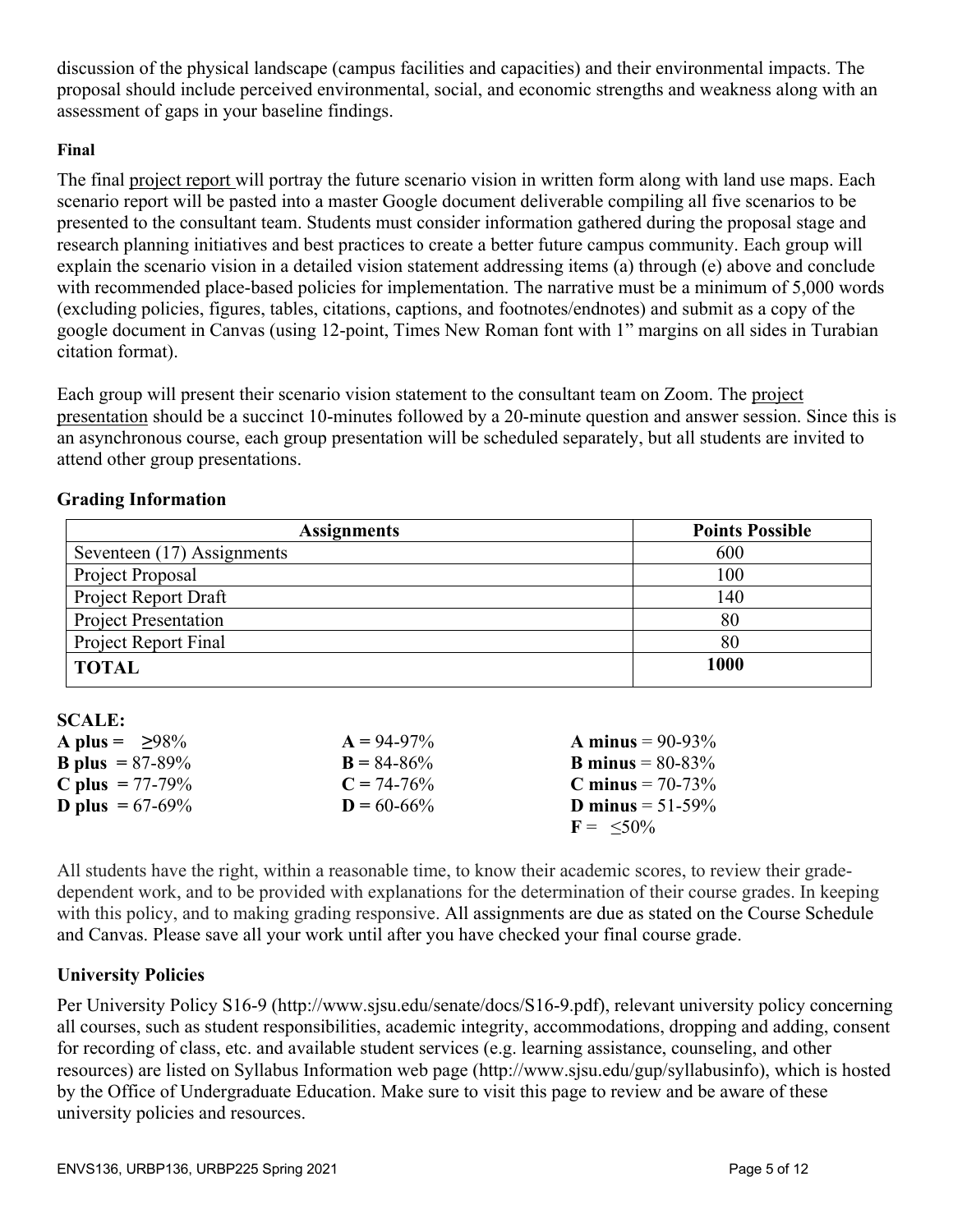discussion of the physical landscape (campus facilities and capacities) and their environmental impacts. The proposal should include perceived environmental, social, and economic strengths and weakness along with an assessment of gaps in your baseline findings.

**Final**

The final project report will portray the future scenario vision in written form along with land use maps. Each scenario report will be pasted into a master Google document deliverable compiling all five scenarios to be presented to the consultant team. Students must consider information gathered during the proposal stage and research planning initiatives and best practices to create a better future campus community. Each group will explain the scenario vision in a detailed vision statement addressing items (a) through (e) above and conclude with recommended place-based policies for implementation. The narrative must be a minimum of 5,000 words (excluding policies, figures, tables, citations, captions, and footnotes/endnotes) and submit as a copy of the google document in Canvas (using 12-point, Times New Roman font with 1" margins on all sides in Turabian citation format).

Each group will present their scenario vision statement to the consultant team on Zoom. The project presentation should be a succinct 10-minutes followed by a 20-minute question and answer session. Since this is an asynchronous course, each group presentation will be scheduled separately, but all students are invited to attend other group presentations.

### Grading Information

| Assignments | Points Possible |
|---|---|
| Seventeen (17) Assignments | 600 |
| Project Proposal | 100 |
| Project Report Draft | 140 |
| Project Presentation | 80 |
| Project Report Final | 80 |
| **TOTAL** | **1000** |

**SCALE:**

**A plus** = ≥98% | **A** = 94-97% | **A minus** = 90-93%
**B plus** = 87-89% | **B** = 84-86% | **B minus** = 80-83%
**C plus** = 77-79% | **C** = 74-76% | **C minus** = 70-73%
**D plus** = 67-69% | **D** = 60-66% | **D minus** = 51-59%
**F** = ≤50%

All students have the right, within a reasonable time, to know their academic scores, to review their grade-dependent work, and to be provided with explanations for the determination of their course grades. In keeping with this policy, and to making grading responsive. All assignments are due as stated on the Course Schedule and Canvas. Please save all your work until after you have checked your final course grade.

### University Policies

Per University Policy S16-9 (http://www.sjsu.edu/senate/docs/S16-9.pdf), relevant university policy concerning all courses, such as student responsibilities, academic integrity, accommodations, dropping and adding, consent for recording of class, etc. and available student services (e.g. learning assistance, counseling, and other resources) are listed on Syllabus Information web page (http://www.sjsu.edu/gup/syllabusinfo), which is hosted by the Office of Undergraduate Education. Make sure to visit this page to review and be aware of these university policies and resources.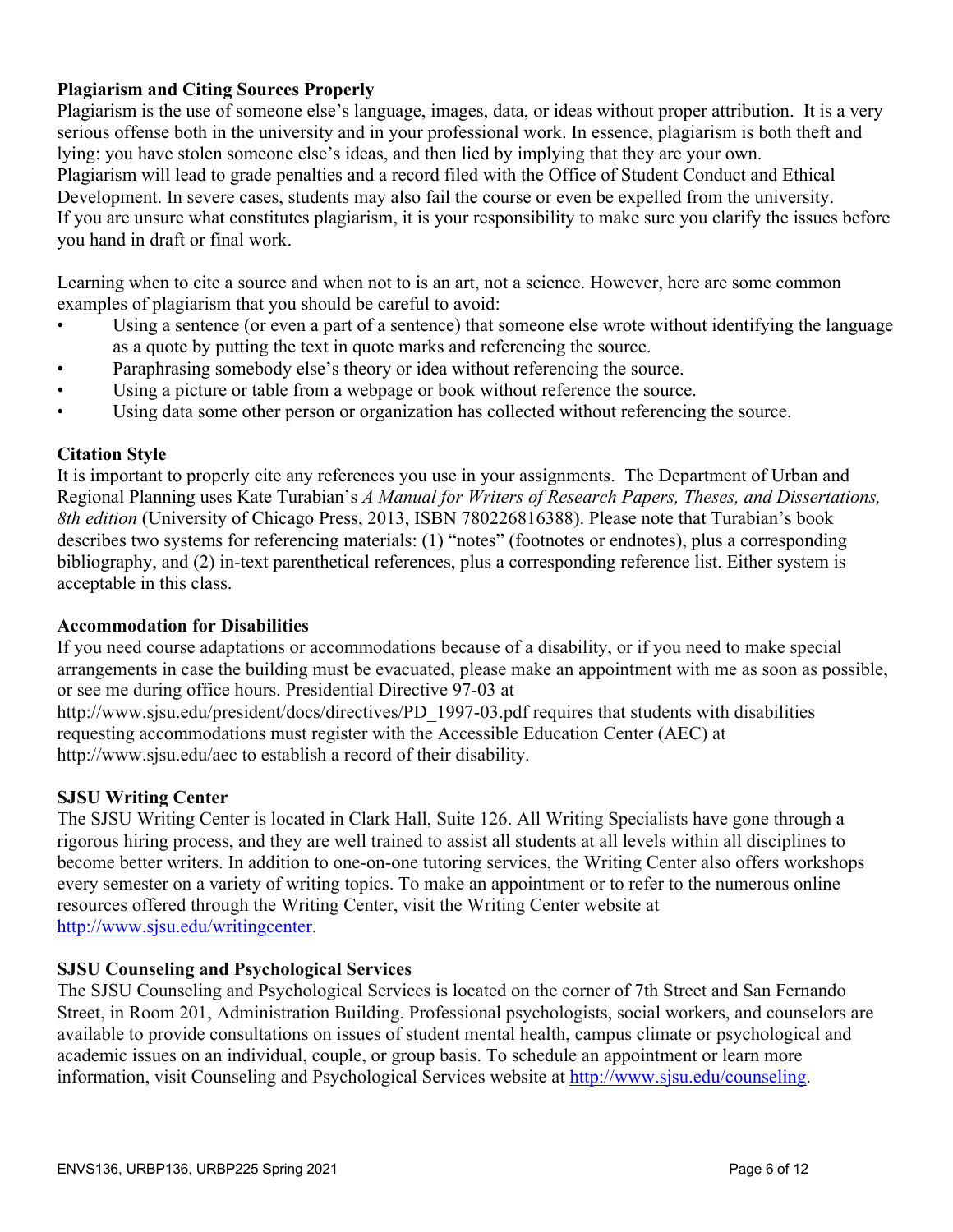### Plagiarism and Citing Sources Properly

Plagiarism is the use of someone else's language, images, data, or ideas without proper attribution. It is a very serious offense both in the university and in your professional work. In essence, plagiarism is both theft and lying: you have stolen someone else's ideas, and then lied by implying that they are your own.
Plagiarism will lead to grade penalties and a record filed with the Office of Student Conduct and Ethical Development. In severe cases, students may also fail the course or even be expelled from the university.
If you are unsure what constitutes plagiarism, it is your responsibility to make sure you clarify the issues before you hand in draft or final work.

Learning when to cite a source and when not to is an art, not a science. However, here are some common examples of plagiarism that you should be careful to avoid:

- Using a sentence (or even a part of a sentence) that someone else wrote without identifying the language as a quote by putting the text in quote marks and referencing the source.
- Paraphrasing somebody else's theory or idea without referencing the source.
- Using a picture or table from a webpage or book without reference the source.
- Using data some other person or organization has collected without referencing the source.

### Citation Style

It is important to properly cite any references you use in your assignments. The Department of Urban and Regional Planning uses Kate Turabian's *A Manual for Writers of Research Papers, Theses, and Dissertations, 8th edition* (University of Chicago Press, 2013, ISBN 780226816388). Please note that Turabian's book describes two systems for referencing materials: (1) "notes" (footnotes or endnotes), plus a corresponding bibliography, and (2) in-text parenthetical references, plus a corresponding reference list. Either system is acceptable in this class.

### Accommodation for Disabilities

If you need course adaptations or accommodations because of a disability, or if you need to make special arrangements in case the building must be evacuated, please make an appointment with me as soon as possible, or see me during office hours. Presidential Directive 97-03 at http://www.sjsu.edu/president/docs/directives/PD_1997-03.pdf requires that students with disabilities requesting accommodations must register with the Accessible Education Center (AEC) at http://www.sjsu.edu/aec to establish a record of their disability.

### SJSU Writing Center

The SJSU Writing Center is located in Clark Hall, Suite 126. All Writing Specialists have gone through a rigorous hiring process, and they are well trained to assist all students at all levels within all disciplines to become better writers. In addition to one-on-one tutoring services, the Writing Center also offers workshops every semester on a variety of writing topics. To make an appointment or to refer to the numerous online resources offered through the Writing Center, visit the Writing Center website at http://www.sjsu.edu/writingcenter.

### SJSU Counseling and Psychological Services

The SJSU Counseling and Psychological Services is located on the corner of 7th Street and San Fernando Street, in Room 201, Administration Building. Professional psychologists, social workers, and counselors are available to provide consultations on issues of student mental health, campus climate or psychological and academic issues on an individual, couple, or group basis. To schedule an appointment or learn more information, visit Counseling and Psychological Services website at http://www.sjsu.edu/counseling.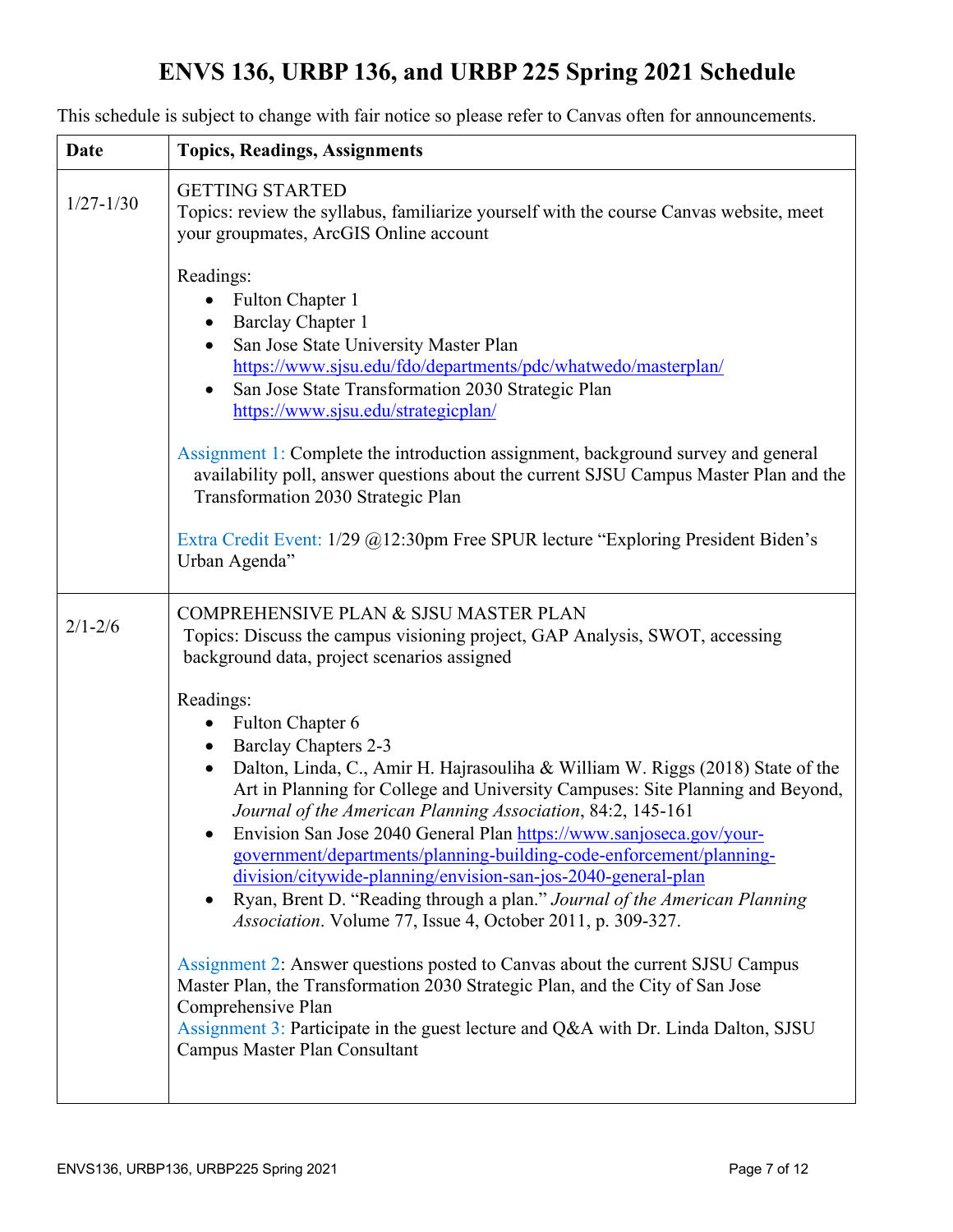# ENVS 136, URBP 136, and URBP 225 Spring 2021 Schedule

This schedule is subject to change with fair notice so please refer to Canvas often for announcements.

| Date | Topics, Readings, Assignments |
|---|---|
| 1/27-1/30 | GETTING STARTED<br>Topics: review the syllabus, familiarize yourself with the course Canvas website, meet your groupmates, ArcGIS Online account<br><br>Readings:<br>• Fulton Chapter 1<br>• Barclay Chapter 1<br>• San Jose State University Master Plan https://www.sjsu.edu/fdo/departments/pdc/whatwedo/masterplan/<br>• San Jose State Transformation 2030 Strategic Plan https://www.sjsu.edu/strategicplan/<br><br>Assignment 1: Complete the introduction assignment, background survey and general availability poll, answer questions about the current SJSU Campus Master Plan and the Transformation 2030 Strategic Plan<br><br>Extra Credit Event: 1/29 @12:30pm Free SPUR lecture "Exploring President Biden's Urban Agenda" |
| 2/1-2/6 | COMPREHENSIVE PLAN & SJSU MASTER PLAN<br>Topics: Discuss the campus visioning project, GAP Analysis, SWOT, accessing background data, project scenarios assigned<br><br>Readings:<br>• Fulton Chapter 6<br>• Barclay Chapters 2-3<br>• Dalton, Linda, C., Amir H. Hajrasouliha & William W. Riggs (2018) State of the Art in Planning for College and University Campuses: Site Planning and Beyond, *Journal of the American Planning Association*, 84:2, 145-161<br>• Envision San Jose 2040 General Plan https://www.sanjoseca.gov/your-government/departments/planning-building-code-enforcement/planning-division/citywide-planning/envision-san-jos-2040-general-plan<br>• Ryan, Brent D. "Reading through a plan." *Journal of the American Planning Association*. Volume 77, Issue 4, October 2011, p. 309-327.<br><br>Assignment 2: Answer questions posted to Canvas about the current SJSU Campus Master Plan, the Transformation 2030 Strategic Plan, and the City of San Jose Comprehensive Plan<br>Assignment 3: Participate in the guest lecture and Q&A with Dr. Linda Dalton, SJSU Campus Master Plan Consultant |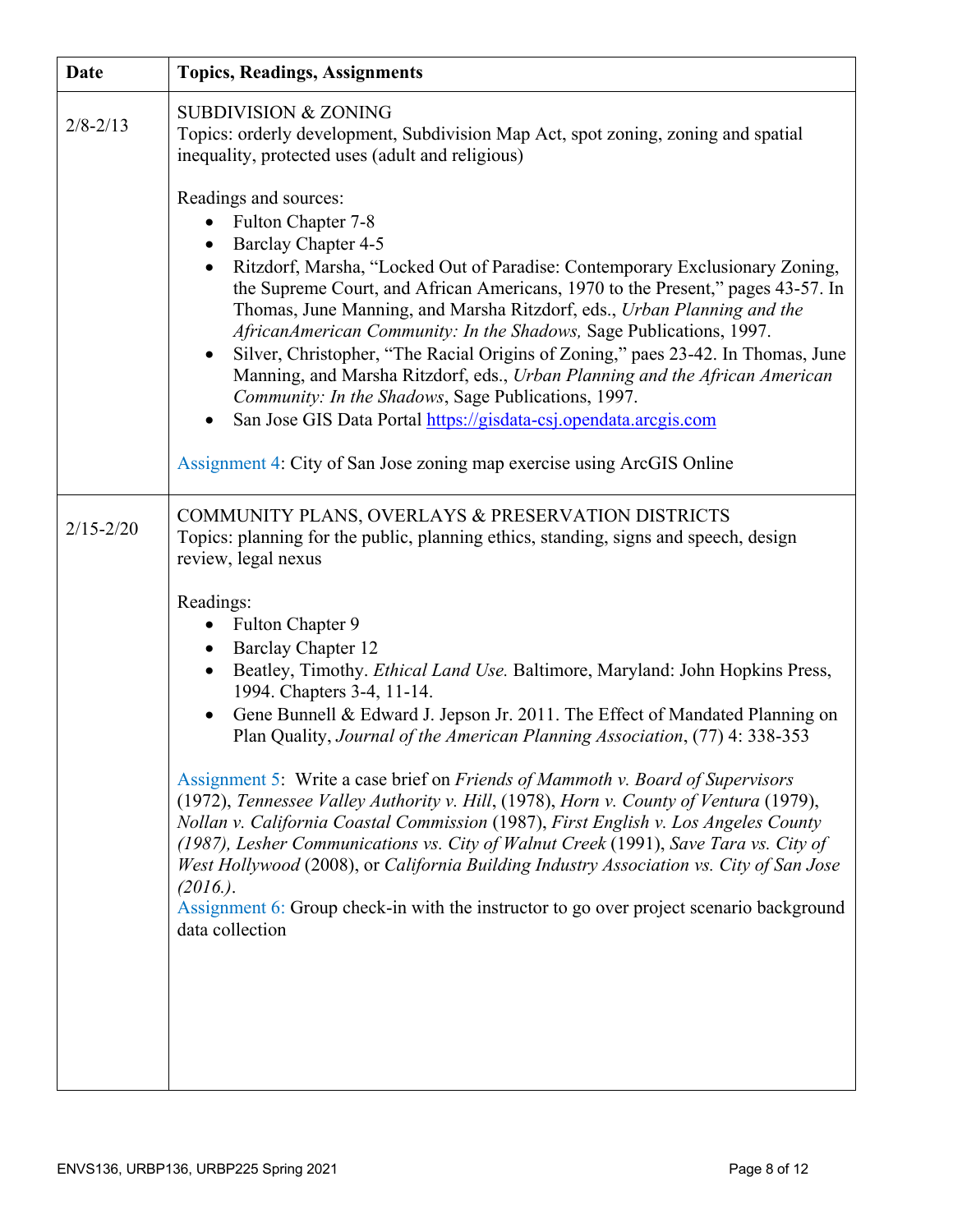| Date | Topics, Readings, Assignments |
| --- | --- |
| 2/8-2/13 | SUBDIVISION & ZONING<br>Topics: orderly development, Subdivision Map Act, spot zoning, zoning and spatial inequality, protected uses (adult and religious)<br><br>Readings and sources:<br>• Fulton Chapter 7-8<br>• Barclay Chapter 4-5<br>• Ritzdorf, Marsha, "Locked Out of Paradise: Contemporary Exclusionary Zoning, the Supreme Court, and African Americans, 1970 to the Present," pages 43-57. In Thomas, June Manning, and Marsha Ritzdorf, eds., *Urban Planning and the AfricanAmerican Community: In the Shadows,* Sage Publications, 1997.<br>• Silver, Christopher, "The Racial Origins of Zoning," paes 23-42. In Thomas, June Manning, and Marsha Ritzdorf, eds., *Urban Planning and the African American Community: In the Shadows*, Sage Publications, 1997.<br>• San Jose GIS Data Portal https://gisdata-csj.opendata.arcgis.com<br><br>Assignment 4: City of San Jose zoning map exercise using ArcGIS Online |
| 2/15-2/20 | COMMUNITY PLANS, OVERLAYS & PRESERVATION DISTRICTS<br>Topics: planning for the public, planning ethics, standing, signs and speech, design review, legal nexus<br><br>Readings:<br>• Fulton Chapter 9<br>• Barclay Chapter 12<br>• Beatley, Timothy. *Ethical Land Use.* Baltimore, Maryland: John Hopkins Press, 1994. Chapters 3-4, 11-14.<br>• Gene Bunnell & Edward J. Jepson Jr. 2011. The Effect of Mandated Planning on Plan Quality, *Journal of the American Planning Association*, (77) 4: 338-353<br><br>Assignment 5: Write a case brief on *Friends of Mammoth v. Board of Supervisors* (1972), *Tennessee Valley Authority v. Hill*, (1978), *Horn v. County of Ventura* (1979), *Nollan v. California Coastal Commission* (1987), *First English v. Los Angeles County (1987), Lesher Communications vs. City of Walnut Creek* (1991), *Save Tara vs. City of West Hollywood* (2008), or *California Building Industry Association vs. City of San Jose (2016.)*.<br>Assignment 6: Group check-in with the instructor to go over project scenario background data collection |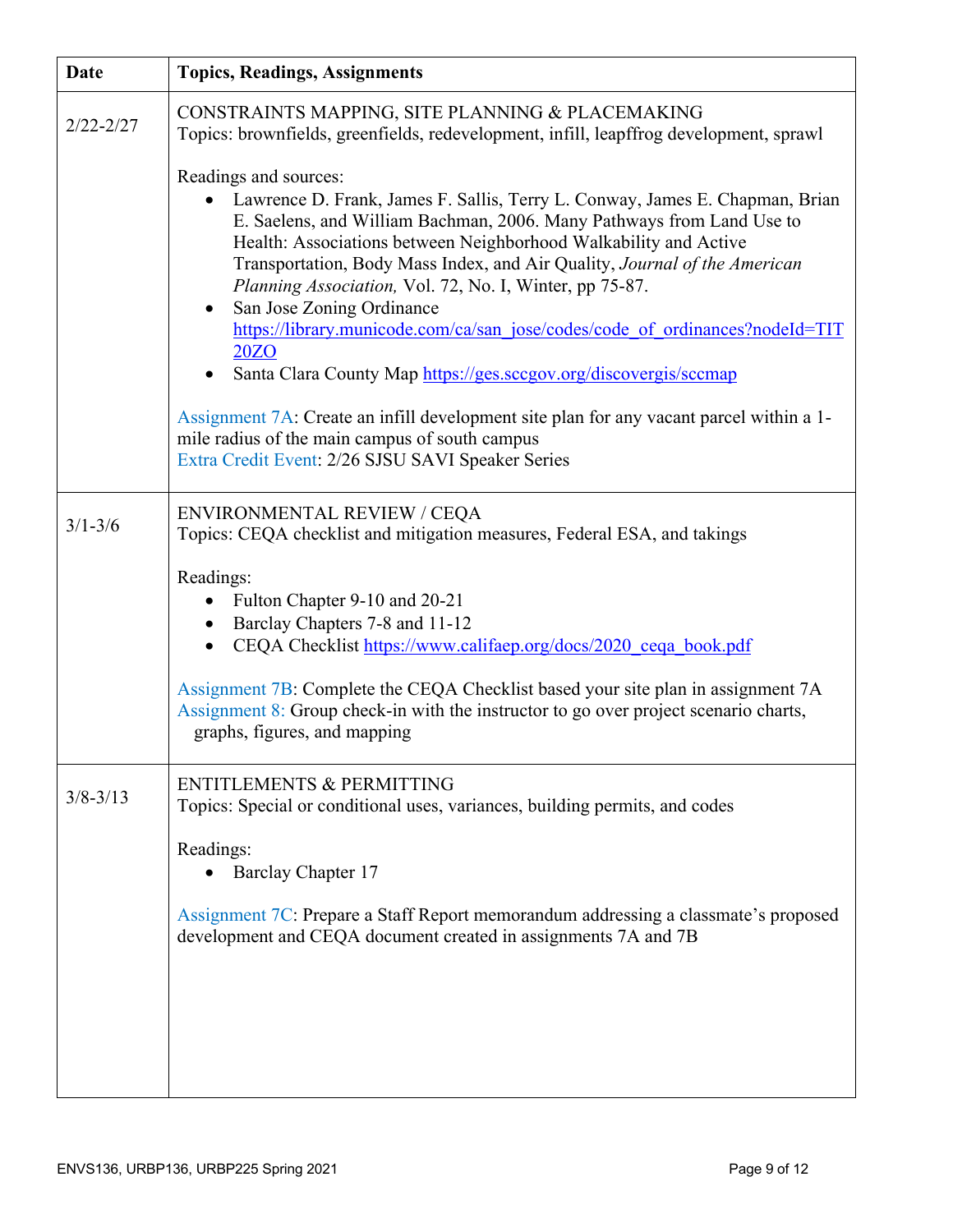| Date | Topics, Readings, Assignments |
|---|---|
| 2/22-2/27 | CONSTRAINTS MAPPING, SITE PLANNING & PLACEMAKING<br>Topics: brownfields, greenfields, redevelopment, infill, leapffrog development, sprawl<br><br>Readings and sources:<br>• Lawrence D. Frank, James F. Sallis, Terry L. Conway, James E. Chapman, Brian E. Saelens, and William Bachman, 2006. Many Pathways from Land Use to Health: Associations between Neighborhood Walkability and Active Transportation, Body Mass Index, and Air Quality, *Journal of the American Planning Association,* Vol. 72, No. I, Winter, pp 75-87.<br>• San Jose Zoning Ordinance https://library.municode.com/ca/san_jose/codes/code_of_ordinances?nodeId=TIT20ZO<br>• Santa Clara County Map https://ges.sccgov.org/discovergis/sccmap<br><br>Assignment 7A: Create an infill development site plan for any vacant parcel within a 1-mile radius of the main campus of south campus<br>Extra Credit Event: 2/26 SJSU SAVI Speaker Series |
| 3/1-3/6 | ENVIRONMENTAL REVIEW / CEQA<br>Topics: CEQA checklist and mitigation measures, Federal ESA, and takings<br><br>Readings:<br>• Fulton Chapter 9-10 and 20-21<br>• Barclay Chapters 7-8 and 11-12<br>• CEQA Checklist https://www.califaep.org/docs/2020_ceqa_book.pdf<br><br>Assignment 7B: Complete the CEQA Checklist based your site plan in assignment 7A<br>Assignment 8: Group check-in with the instructor to go over project scenario charts, graphs, figures, and mapping |
| 3/8-3/13 | ENTITLEMENTS & PERMITTING<br>Topics: Special or conditional uses, variances, building permits, and codes<br><br>Readings:<br>• Barclay Chapter 17<br><br>Assignment 7C: Prepare a Staff Report memorandum addressing a classmate's proposed development and CEQA document created in assignments 7A and 7B |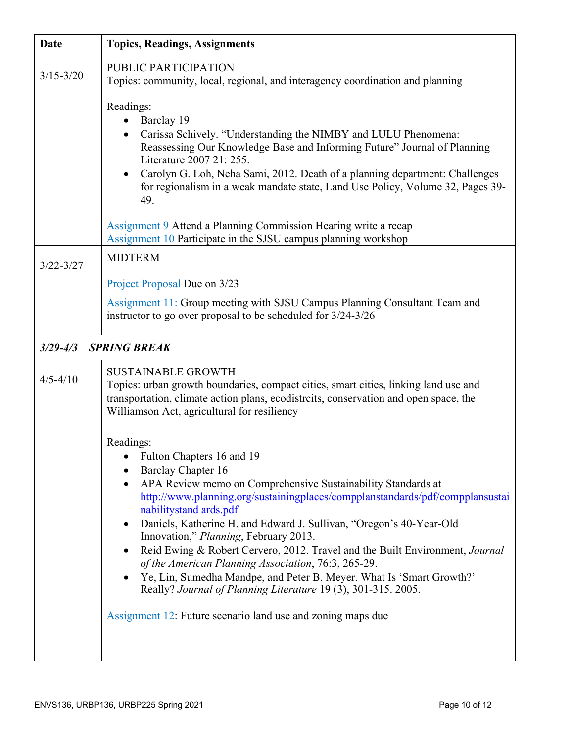| Date | Topics, Readings, Assignments |
|---|---|
| 3/15-3/20 | PUBLIC PARTICIPATION<br>Topics: community, local, regional, and interagency coordination and planning<br><br>Readings:<br>• Barclay 19<br>• Carissa Schively. "Understanding the NIMBY and LULU Phenomena: Reassessing Our Knowledge Base and Informing Future" Journal of Planning Literature 2007 21: 255.<br>• Carolyn G. Loh, Neha Sami, 2012. Death of a planning department: Challenges for regionalism in a weak mandate state, Land Use Policy, Volume 32, Pages 39-49.<br><br>Assignment 9 Attend a Planning Commission Hearing write a recap<br>Assignment 10 Participate in the SJSU campus planning workshop |
| 3/22-3/27 | MIDTERM<br><br>Project Proposal Due on 3/23<br><br>Assignment 11: Group meeting with SJSU Campus Planning Consultant Team and instructor to go over proposal to be scheduled for 3/24-3/26 |
| ***3/29-4/3 SPRING BREAK*** | |
| 4/5-4/10 | SUSTAINABLE GROWTH<br>Topics: urban growth boundaries, compact cities, smart cities, linking land use and transportation, climate action plans, ecodistrcits, conservation and open space, the Williamson Act, agricultural for resiliency<br><br>Readings:<br>• Fulton Chapters 16 and 19<br>• Barclay Chapter 16<br>• APA Review memo on Comprehensive Sustainability Standards at http://www.planning.org/sustainingplaces/compplanstandards/pdf/compplansustainabilitystand ards.pdf<br>• Daniels, Katherine H. and Edward J. Sullivan, "Oregon's 40-Year-Old Innovation," *Planning*, February 2013.<br>• Reid Ewing & Robert Cervero, 2012. Travel and the Built Environment, *Journal of the American Planning Association*, 76:3, 265-29.<br>• Ye, Lin, Sumedha Mandpe, and Peter B. Meyer. What Is 'Smart Growth?'—Really? *Journal of Planning Literature* 19 (3), 301-315. 2005.<br><br>Assignment 12: Future scenario land use and zoning maps due |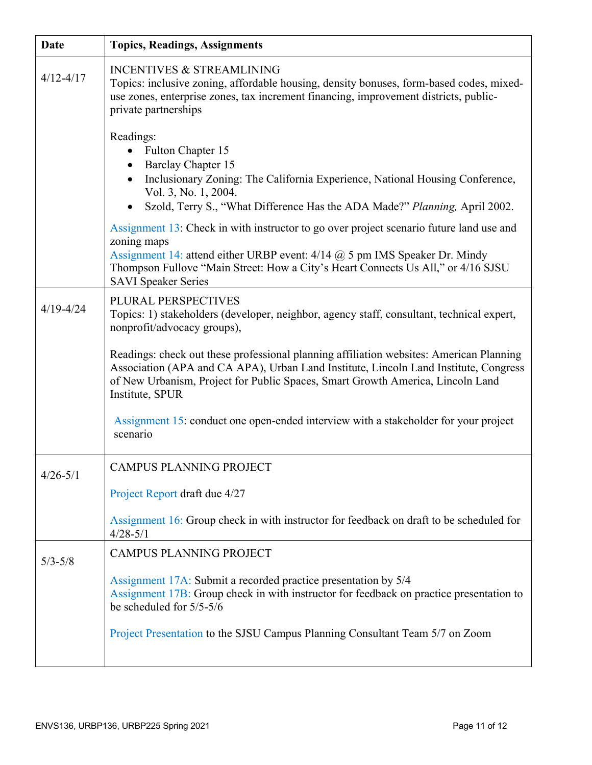| Date | Topics, Readings, Assignments |
|---|---|
| 4/12-4/17 | INCENTIVES & STREAMLINING<br>Topics: inclusive zoning, affordable housing, density bonuses, form-based codes, mixed-use zones, enterprise zones, tax increment financing, improvement districts, public-private partnerships<br><br>Readings:<br>• Fulton Chapter 15<br>• Barclay Chapter 15<br>• Inclusionary Zoning: The California Experience, National Housing Conference, Vol. 3, No. 1, 2004.<br>• Szold, Terry S., "What Difference Has the ADA Made?" *Planning,* April 2002.<br><br>Assignment 13: Check in with instructor to go over project scenario future land use and zoning maps<br>Assignment 14: attend either URBP event: 4/14 @ 5 pm IMS Speaker Dr. Mindy Thompson Fullove "Main Street: How a City's Heart Connects Us All," or 4/16 SJSU SAVI Speaker Series |
| 4/19-4/24 | PLURAL PERSPECTIVES<br>Topics: 1) stakeholders (developer, neighbor, agency staff, consultant, technical expert, nonprofit/advocacy groups),<br><br>Readings: check out these professional planning affiliation websites: American Planning Association (APA and CA APA), Urban Land Institute, Lincoln Land Institute, Congress of New Urbanism, Project for Public Spaces, Smart Growth America, Lincoln Land Institute, SPUR<br><br>Assignment 15: conduct one open-ended interview with a stakeholder for your project scenario |
| 4/26-5/1 | CAMPUS PLANNING PROJECT<br><br>Project Report draft due 4/27<br><br>Assignment 16: Group check in with instructor for feedback on draft to be scheduled for 4/28-5/1 |
| 5/3-5/8 | CAMPUS PLANNING PROJECT<br><br>Assignment 17A: Submit a recorded practice presentation by 5/4<br>Assignment 17B: Group check in with instructor for feedback on practice presentation to be scheduled for 5/5-5/6<br><br>Project Presentation to the SJSU Campus Planning Consultant Team 5/7 on Zoom |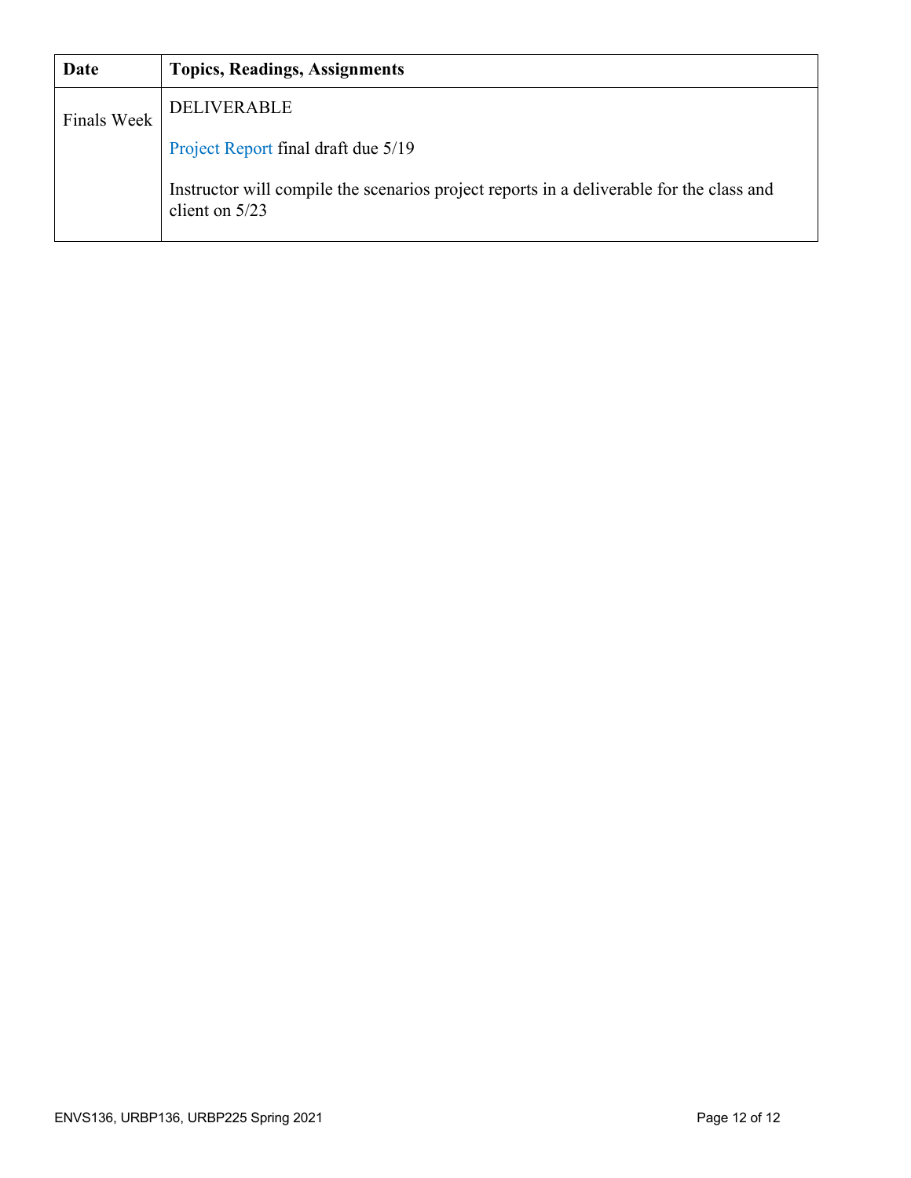| Date | Topics, Readings, Assignments |
| --- | --- |
| Finals Week | DELIVERABLE<br><br>Project Report final draft due 5/19<br><br>Instructor will compile the scenarios project reports in a deliverable for the class and client on 5/23 |